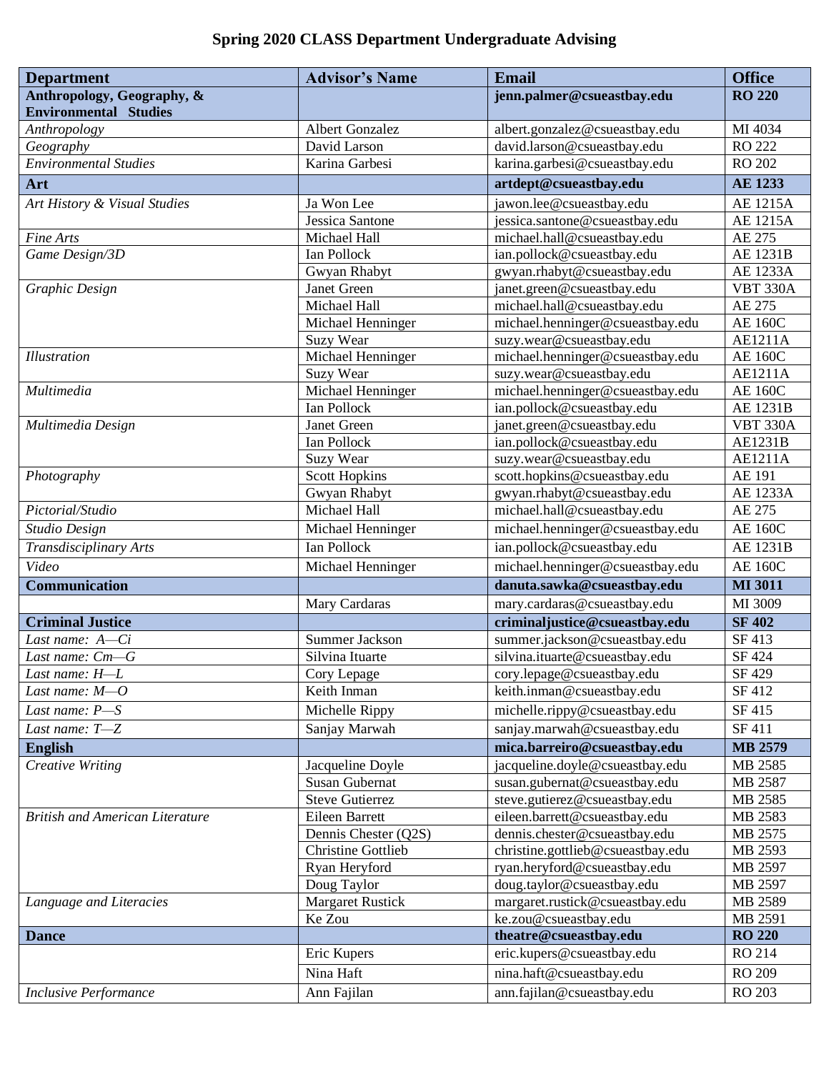# Spring 2020 CLASS Department Undergraduate Advising

| Department | Advisor's Name | Email | Office |
|---|---|---|---|
| **Anthropology, Geography, & Environmental Studies** | | **jenn.palmer@csueastbay.edu** | **RO 220** |
| *Anthropology* | Albert Gonzalez | albert.gonzalez@csueastbay.edu | MI 4034 |
| *Geography* | David Larson | david.larson@csueastbay.edu | RO 222 |
| *Environmental Studies* | Karina Garbesi | karina.garbesi@csueastbay.edu | RO 202 |
| **Art** | | **artdept@csueastbay.edu** | **AE 1233** |
| *Art History & Visual Studies* | Ja Won Lee | jawon.lee@csueastbay.edu | AE 1215A |
| | Jessica Santone | jessica.santone@csueastbay.edu | AE 1215A |
| *Fine Arts* | Michael Hall | michael.hall@csueastbay.edu | AE 275 |
| *Game Design/3D* | Ian Pollock | ian.pollock@csueastbay.edu | AE 1231B |
| | Gwyan Rhabyt | gwyan.rhabyt@csueastbay.edu | AE 1233A |
| *Graphic Design* | Janet Green | janet.green@csueastbay.edu | VBT 330A |
| | Michael Hall | michael.hall@csueastbay.edu | AE 275 |
| | Michael Henninger | michael.henninger@csueastbay.edu | AE 160C |
| | Suzy Wear | suzy.wear@csueastbay.edu | AE1211A |
| *Illustration* | Michael Henninger | michael.henninger@csueastbay.edu | AE 160C |
| | Suzy Wear | suzy.wear@csueastbay.edu | AE1211A |
| *Multimedia* | Michael Henninger | michael.henninger@csueastbay.edu | AE 160C |
| | Ian Pollock | ian.pollock@csueastbay.edu | AE 1231B |
| *Multimedia Design* | Janet Green | janet.green@csueastbay.edu | VBT 330A |
| | Ian Pollock | ian.pollock@csueastbay.edu | AE1231B |
| | Suzy Wear | suzy.wear@csueastbay.edu | AE1211A |
| *Photography* | Scott Hopkins | scott.hopkins@csueastbay.edu | AE 191 |
| | Gwyan Rhabyt | gwyan.rhabyt@csueastbay.edu | AE 1233A |
| *Pictorial/Studio* | Michael Hall | michael.hall@csueastbay.edu | AE 275 |
| *Studio Design* | Michael Henninger | michael.henninger@csueastbay.edu | AE 160C |
| *Transdisciplinary Arts* | Ian Pollock | ian.pollock@csueastbay.edu | AE 1231B |
| *Video* | Michael Henninger | michael.henninger@csueastbay.edu | AE 160C |
| **Communication** | | **danuta.sawka@csueastbay.edu** | **MI 3011** |
| | Mary Cardaras | mary.cardaras@csueastbay.edu | MI 3009 |
| **Criminal Justice** | | **criminaljustice@csueastbay.edu** | **SF 402** |
| *Last name: A—Ci* | Summer Jackson | summer.jackson@csueastbay.edu | SF 413 |
| *Last name: Cm—G* | Silvina Ituarte | silvina.ituarte@csueastbay.edu | SF 424 |
| *Last name: H—L* | Cory Lepage | cory.lepage@csueastbay.edu | SF 429 |
| *Last name: M—O* | Keith Inman | keith.inman@csueastbay.edu | SF 412 |
| *Last name: P—S* | Michelle Rippy | michelle.rippy@csueastbay.edu | SF 415 |
| *Last name: T—Z* | Sanjay Marwah | sanjay.marwah@csueastbay.edu | SF 411 |
| **English** | | **mica.barreiro@csueastbay.edu** | **MB 2579** |
| *Creative Writing* | Jacqueline Doyle | jacqueline.doyle@csueastbay.edu | MB 2585 |
| | Susan Gubernat | susan.gubernat@csueastbay.edu | MB 2587 |
| | Steve Gutierrez | steve.gutierez@csueastbay.edu | MB 2585 |
| *British and American Literature* | Eileen Barrett | eileen.barrett@csueastbay.edu | MB 2583 |
| | Dennis Chester (Q2S) | dennis.chester@csueastbay.edu | MB 2575 |
| | Christine Gottlieb | christine.gottlieb@csueastbay.edu | MB 2593 |
| | Ryan Heryford | ryan.heryford@csueastbay.edu | MB 2597 |
| | Doug Taylor | doug.taylor@csueastbay.edu | MB 2597 |
| *Language and Literacies* | Margaret Rustick | margaret.rustick@csueastbay.edu | MB 2589 |
| | Ke Zou | ke.zou@csueastbay.edu | MB 2591 |
| **Dance** | | **theatre@csueastbay.edu** | **RO 220** |
| | Eric Kupers | eric.kupers@csueastbay.edu | RO 214 |
| | Nina Haft | nina.haft@csueastbay.edu | RO 209 |
| *Inclusive Performance* | Ann Fajilan | ann.fajilan@csueastbay.edu | RO 203 |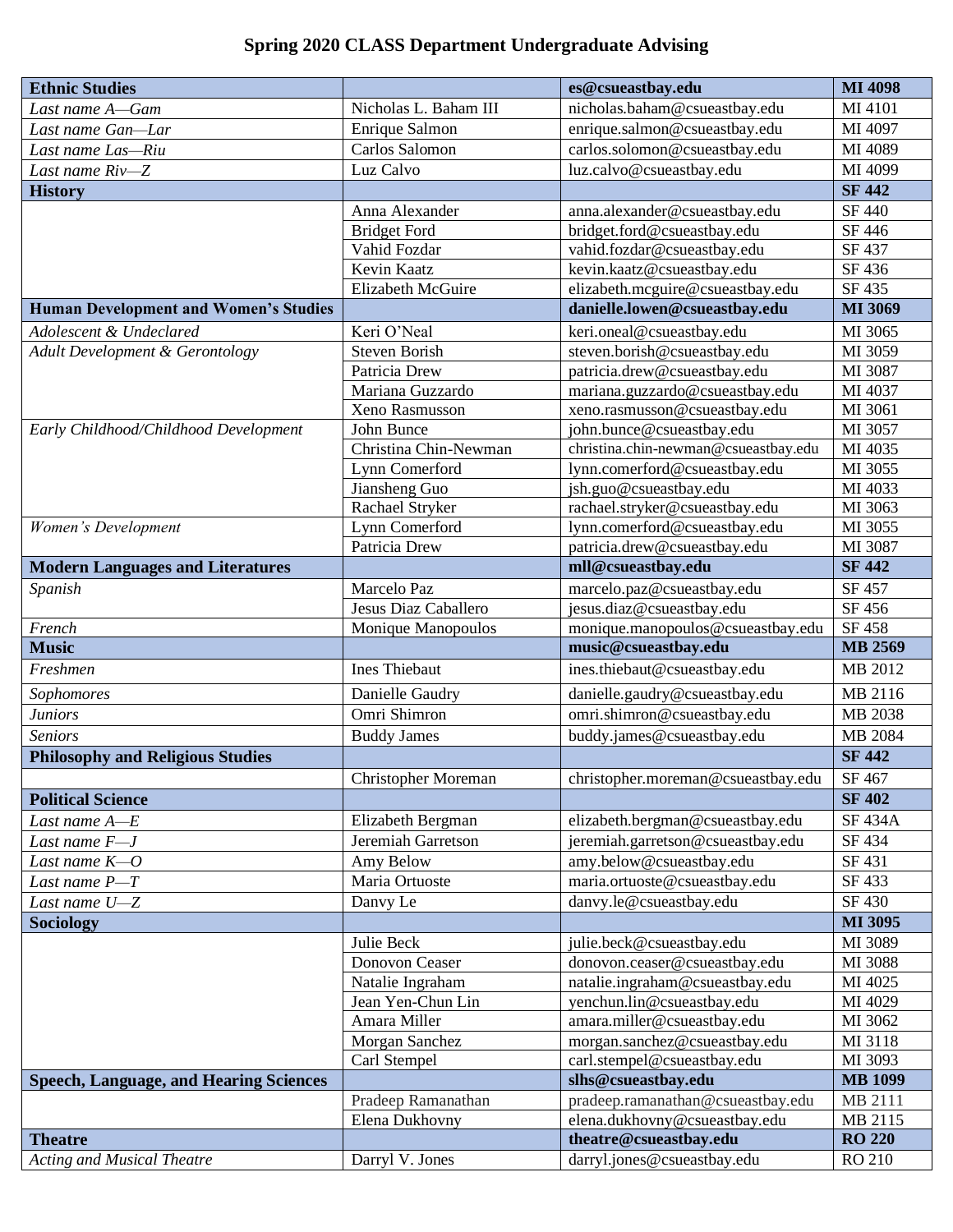## Spring 2020 CLASS Department Undergraduate Advising

| **Ethnic Studies** | | **es@csueastbay.edu** | **MI 4098** |
|---|---|---|---|
| *Last name A—Gam* | Nicholas L. Baham III | nicholas.baham@csueastbay.edu | MI 4101 |
| *Last name Gan—Lar* | Enrique Salmon | enrique.salmon@csueastbay.edu | MI 4097 |
| *Last name Las—Riu* | Carlos Salomon | carlos.solomon@csueastbay.edu | MI 4089 |
| *Last name Riv—Z* | Luz Calvo | luz.calvo@csueastbay.edu | MI 4099 |
| **History** | | | **SF 442** |
| | Anna Alexander | anna.alexander@csueastbay.edu | SF 440 |
| | Bridget Ford | bridget.ford@csueastbay.edu | SF 446 |
| | Vahid Fozdar | vahid.fozdar@csueastbay.edu | SF 437 |
| | Kevin Kaatz | kevin.kaatz@csueastbay.edu | SF 436 |
| | Elizabeth McGuire | elizabeth.mcguire@csueastbay.edu | SF 435 |
| **Human Development and Women's Studies** | | **danielle.lowen@csueastbay.edu** | **MI 3069** |
| *Adolescent & Undeclared* | Keri O'Neal | keri.oneal@csueastbay.edu | MI 3065 |
| *Adult Development & Gerontology* | Steven Borish | steven.borish@csueastbay.edu | MI 3059 |
| | Patricia Drew | patricia.drew@csueastbay.edu | MI 3087 |
| | Mariana Guzzardo | mariana.guzzardo@csueastbay.edu | MI 4037 |
| | Xeno Rasmusson | xeno.rasmusson@csueastbay.edu | MI 3061 |
| *Early Childhood/Childhood Development* | John Bunce | john.bunce@csueastbay.edu | MI 3057 |
| | Christina Chin-Newman | christina.chin-newman@csueastbay.edu | MI 4035 |
| | Lynn Comerford | lynn.comerford@csueastbay.edu | MI 3055 |
| | Jiansheng Guo | jsh.guo@csueastbay.edu | MI 4033 |
| | Rachael Stryker | rachael.stryker@csueastbay.edu | MI 3063 |
| *Women's Development* | Lynn Comerford | lynn.comerford@csueastbay.edu | MI 3055 |
| | Patricia Drew | patricia.drew@csueastbay.edu | MI 3087 |
| **Modern Languages and Literatures** | | **mll@csueastbay.edu** | **SF 442** |
| *Spanish* | Marcelo Paz | marcelo.paz@csueastbay.edu | SF 457 |
| | Jesus Diaz Caballero | jesus.diaz@csueastbay.edu | SF 456 |
| *French* | Monique Manopoulos | monique.manopoulos@csueastbay.edu | SF 458 |
| **Music** | | **music@csueastbay.edu** | **MB 2569** |
| *Freshmen* | Ines Thiebaut | ines.thiebaut@csueastbay.edu | MB 2012 |
| *Sophomores* | Danielle Gaudry | danielle.gaudry@csueastbay.edu | MB 2116 |
| *Juniors* | Omri Shimron | omri.shimron@csueastbay.edu | MB 2038 |
| *Seniors* | Buddy James | buddy.james@csueastbay.edu | MB 2084 |
| **Philosophy and Religious Studies** | | | **SF 442** |
| | Christopher Moreman | christopher.moreman@csueastbay.edu | SF 467 |
| **Political Science** | | | **SF 402** |
| *Last name A—E* | Elizabeth Bergman | elizabeth.bergman@csueastbay.edu | SF 434A |
| *Last name F—J* | Jeremiah Garretson | jeremiah.garretson@csueastbay.edu | SF 434 |
| *Last name K—O* | Amy Below | amy.below@csueastbay.edu | SF 431 |
| *Last name P—T* | Maria Ortuoste | maria.ortuoste@csueastbay.edu | SF 433 |
| *Last name U—Z* | Danvy Le | danvy.le@csueastbay.edu | SF 430 |
| **Sociology** | | | **MI 3095** |
| | Julie Beck | julie.beck@csueastbay.edu | MI 3089 |
| | Donovon Ceaser | donovon.ceaser@csueastbay.edu | MI 3088 |
| | Natalie Ingraham | natalie.ingraham@csueastbay.edu | MI 4025 |
| | Jean Yen-Chun Lin | yenchun.lin@csueastbay.edu | MI 4029 |
| | Amara Miller | amara.miller@csueastbay.edu | MI 3062 |
| | Morgan Sanchez | morgan.sanchez@csueastbay.edu | MI 3118 |
| | Carl Stempel | carl.stempel@csueastbay.edu | MI 3093 |
| **Speech, Language, and Hearing Sciences** | | **slhs@csueastbay.edu** | **MB 1099** |
| | Pradeep Ramanathan | pradeep.ramanathan@csueastbay.edu | MB 2111 |
| | Elena Dukhovny | elena.dukhovny@csueastbay.edu | MB 2115 |
| **Theatre** | | **theatre@csueastbay.edu** | **RO 220** |
| *Acting and Musical Theatre* | Darryl V. Jones | darryl.jones@csueastbay.edu | RO 210 |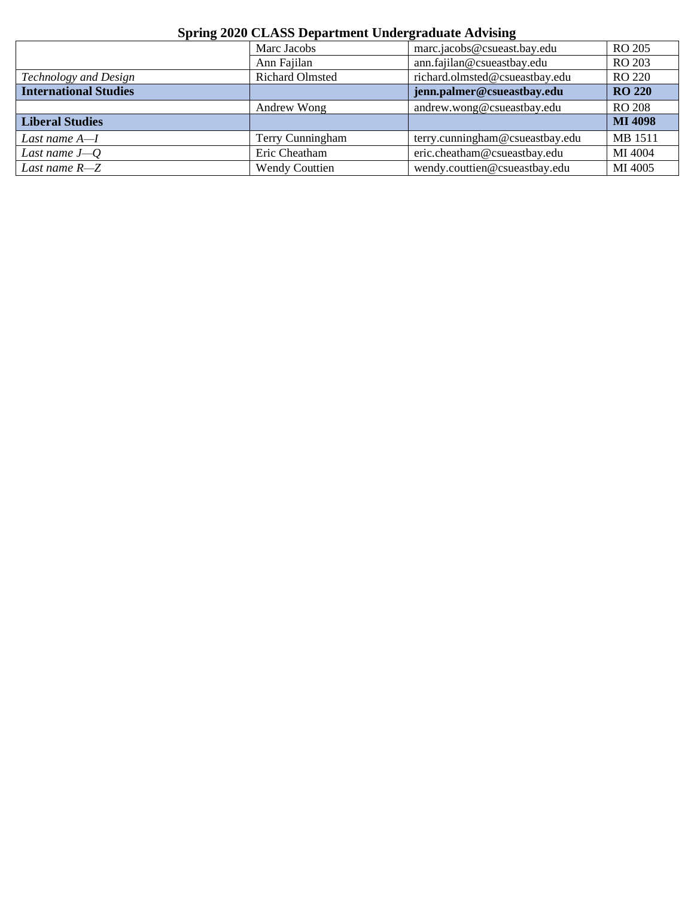## Spring 2020 CLASS Department Undergraduate Advising

| | | | |
|---|---|---|---|
| | Marc Jacobs | marc.jacobs@csueast.bay.edu | RO 205 |
| | Ann Fajilan | ann.fajilan@csueastbay.edu | RO 203 |
| *Technology and Design* | Richard Olmsted | richard.olmsted@csueastbay.edu | RO 220 |
| **International Studies** | | **jenn.palmer@csueastbay.edu** | **RO 220** |
| | Andrew Wong | andrew.wong@csueastbay.edu | RO 208 |
| **Liberal Studies** | | | **MI 4098** |
| *Last name A—I* | Terry Cunningham | terry.cunningham@csueastbay.edu | MB 1511 |
| *Last name J—Q* | Eric Cheatham | eric.cheatham@csueastbay.edu | MI 4004 |
| *Last name R—Z* | Wendy Couttien | wendy.couttien@csueastbay.edu | MI 4005 |